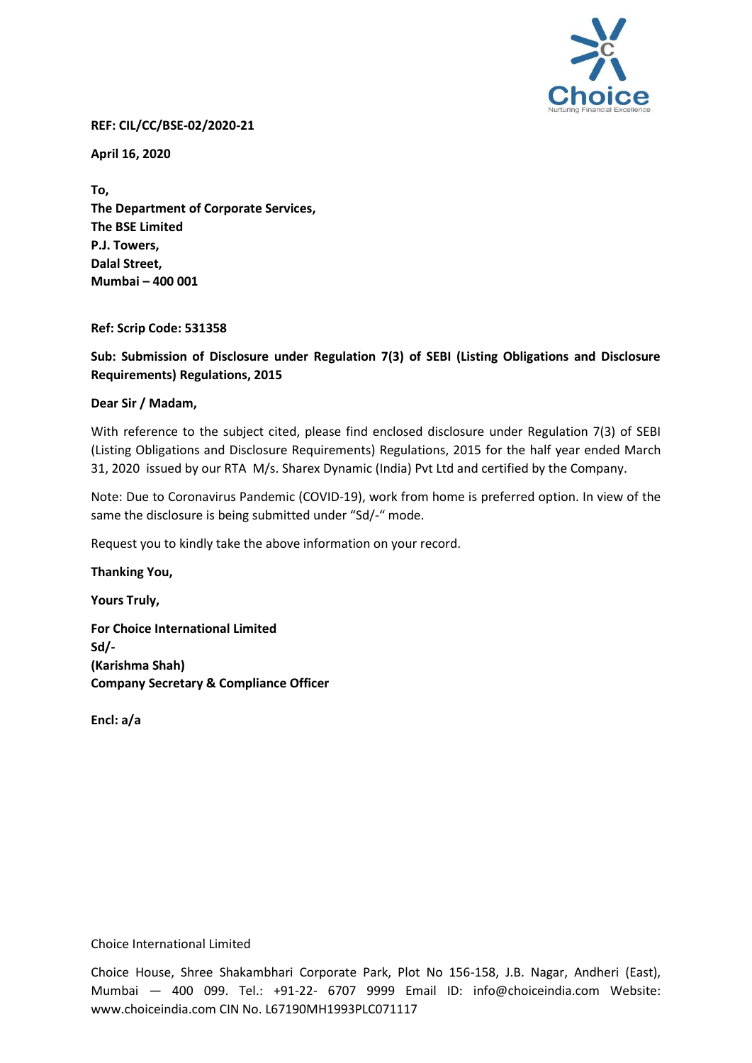**REF: CIL/CC/BSE-02/2020-21**

**April 16, 2020**

**To,**
**The Department of Corporate Services,**
**The BSE Limited**
**P.J. Towers,**
**Dalal Street,**
**Mumbai – 400 001**

**Ref: Scrip Code: 531358**

**Sub: Submission of Disclosure under Regulation 7(3) of SEBI (Listing Obligations and Disclosure Requirements) Regulations, 2015**

**Dear Sir / Madam,**

With reference to the subject cited, please find enclosed disclosure under Regulation 7(3) of SEBI (Listing Obligations and Disclosure Requirements) Regulations, 2015 for the half year ended March 31, 2020 issued by our RTA M/s. Sharex Dynamic (India) Pvt Ltd and certified by the Company.

Note: Due to Coronavirus Pandemic (COVID-19), work from home is preferred option. In view of the same the disclosure is being submitted under "Sd/-" mode.

Request you to kindly take the above information on your record.

**Thanking You,**

**Yours Truly,**

**For Choice International Limited**
**Sd/-**
**(Karishma Shah)**
**Company Secretary & Compliance Officer**

**Encl: a/a**

Choice International Limited

Choice House, Shree Shakambhari Corporate Park, Plot No 156-158, J.B. Nagar, Andheri (East), Mumbai — 400 099. Tel.: +91-22- 6707 9999 Email ID: info@choiceindia.com Website: www.choiceindia.com CIN No. L67190MH1993PLC071117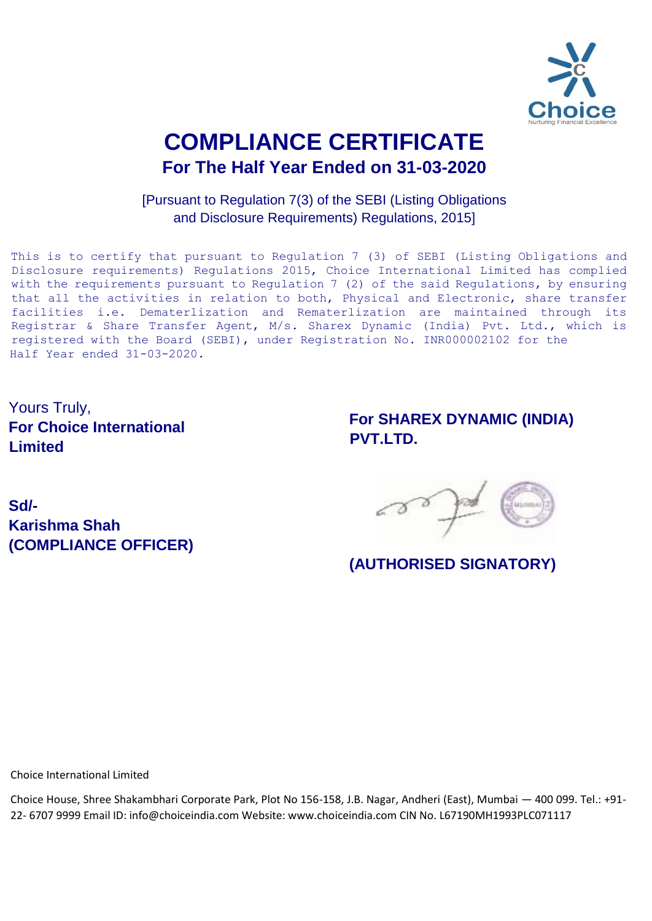# COMPLIANCE CERTIFICATE

## For The Half Year Ended on 31-03-2020

[Pursuant to Regulation 7(3) of the SEBI (Listing Obligations and Disclosure Requirements) Regulations, 2015]

This is to certify that pursuant to Regulation 7 (3) of SEBI (Listing Obligations and Disclosure requirements) Regulations 2015, Choice International Limited has complied with the requirements pursuant to Regulation 7 (2) of the said Regulations, by ensuring that all the activities in relation to both, Physical and Electronic, share transfer facilities i.e. Dematerlization and Rematerlization are maintained through its Registrar & Share Transfer Agent, M/s. Sharex Dynamic (India) Pvt. Ltd., which is registered with the Board (SEBI), under Registration No. INR000002102 for the Half Year ended 31-03-2020.

Yours Truly,
**For Choice International Limited**

**Sd/-**
**Karishma Shah**
**(COMPLIANCE OFFICER)**

**For SHAREX DYNAMIC (INDIA) PVT.LTD.**

**(AUTHORISED SIGNATORY)**

Choice International Limited

Choice House, Shree Shakambhari Corporate Park, Plot No 156-158, J.B. Nagar, Andheri (East), Mumbai — 400 099. Tel.: +91-22- 6707 9999 Email ID: info@choiceindia.com Website: www.choiceindia.com CIN No. L67190MH1993PLC071117